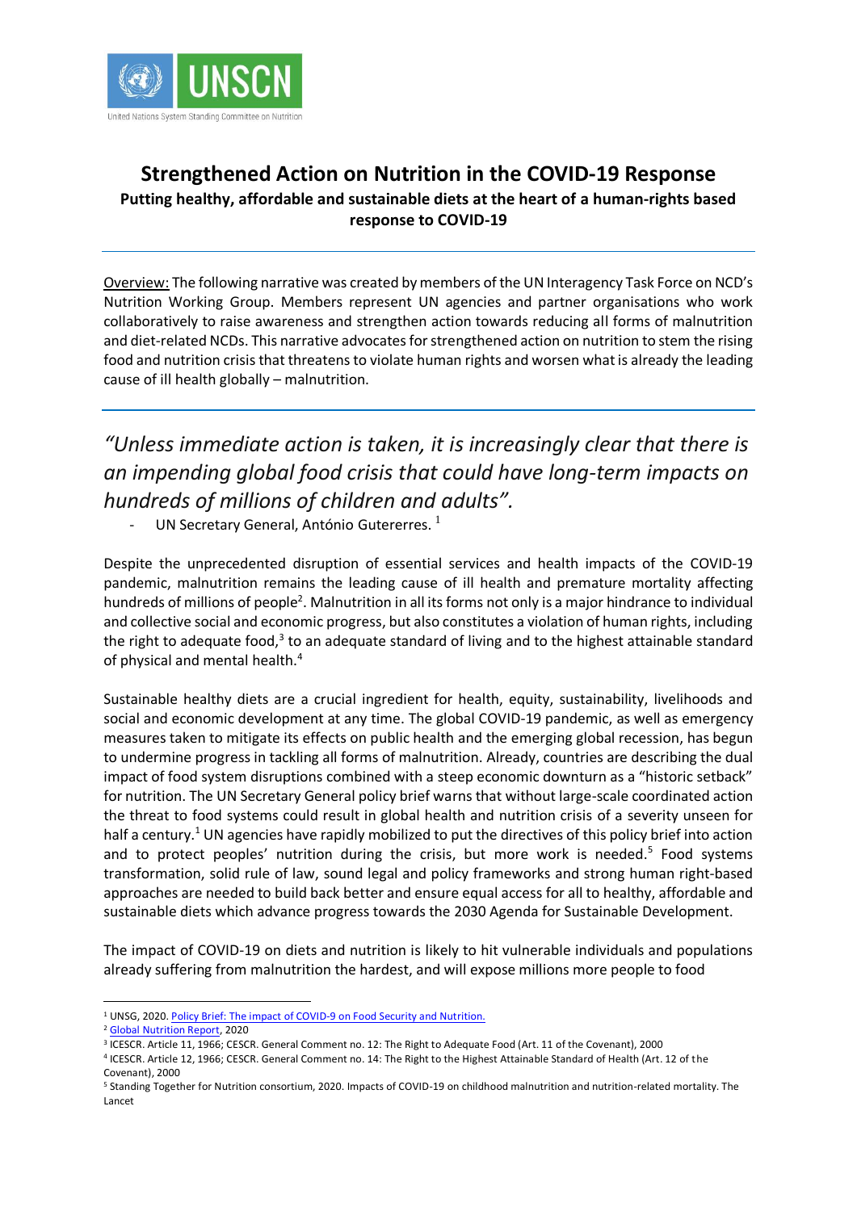# Strengthened Action on Nutrition in the COVID-19 Response

## Putting healthy, affordable and sustainable diets at the heart of a human-rights based response to COVID-19

---

Overview: The following narrative was created by members of the UN Interagency Task Force on NCD's Nutrition Working Group. Members represent UN agencies and partner organisations who work collaboratively to raise awareness and strengthen action towards reducing all forms of malnutrition and diet-related NCDs. This narrative advocates for strengthened action on nutrition to stem the rising food and nutrition crisis that threatens to violate human rights and worsen what is already the leading cause of ill health globally – malnutrition.

---

*"Unless immediate action is taken, it is increasingly clear that there is an impending global food crisis that could have long-term impacts on hundreds of millions of children and adults".*

- UN Secretary General, António Gutererres. [1]

Despite the unprecedented disruption of essential services and health impacts of the COVID-19 pandemic, malnutrition remains the leading cause of ill health and premature mortality affecting hundreds of millions of people[2]. Malnutrition in all its forms not only is a major hindrance to individual and collective social and economic progress, but also constitutes a violation of human rights, including the right to adequate food,[3] to an adequate standard of living and to the highest attainable standard of physical and mental health.[4]

Sustainable healthy diets are a crucial ingredient for health, equity, sustainability, livelihoods and social and economic development at any time. The global COVID-19 pandemic, as well as emergency measures taken to mitigate its effects on public health and the emerging global recession, has begun to undermine progress in tackling all forms of malnutrition. Already, countries are describing the dual impact of food system disruptions combined with a steep economic downturn as a "historic setback" for nutrition. The UN Secretary General policy brief warns that without large-scale coordinated action the threat to food systems could result in global health and nutrition crisis of a severity unseen for half a century.[1] UN agencies have rapidly mobilized to put the directives of this policy brief into action and to protect peoples' nutrition during the crisis, but more work is needed.[5] Food systems transformation, solid rule of law, sound legal and policy frameworks and strong human right-based approaches are needed to build back better and ensure equal access for all to healthy, affordable and sustainable diets which advance progress towards the 2030 Agenda for Sustainable Development.

The impact of COVID-19 on diets and nutrition is likely to hit vulnerable individuals and populations already suffering from malnutrition the hardest, and will expose millions more people to food

---

[1] UNSG, 2020. Policy Brief: The impact of COVID-9 on Food Security and Nutrition.

[2] Global Nutrition Report, 2020

[3] ICESCR. Article 11, 1966; CESCR. General Comment no. 12: The Right to Adequate Food (Art. 11 of the Covenant), 2000

[4] ICESCR. Article 12, 1966; CESCR. General Comment no. 14: The Right to the Highest Attainable Standard of Health (Art. 12 of the Covenant), 2000

[5] Standing Together for Nutrition consortium, 2020. Impacts of COVID-19 on childhood malnutrition and nutrition-related mortality. The Lancet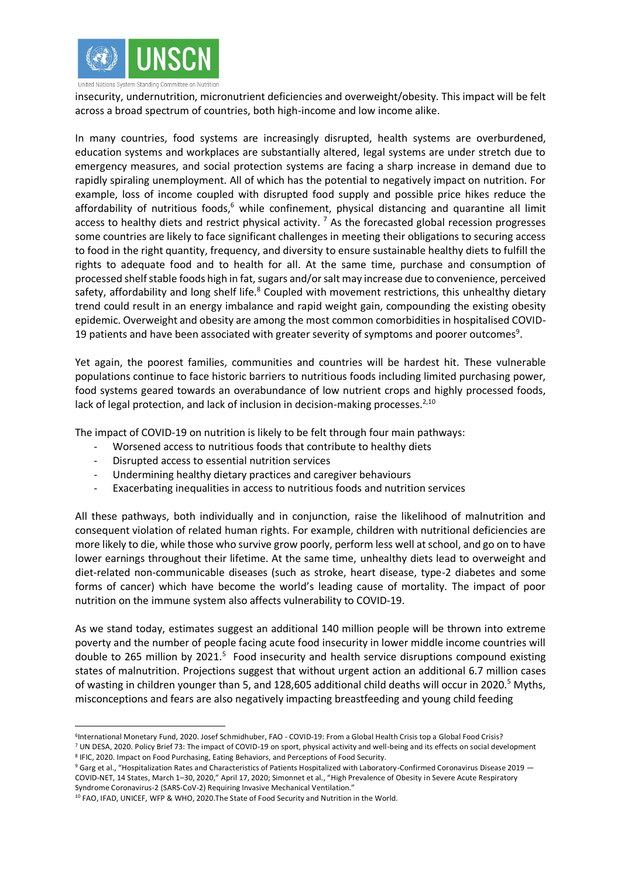insecurity, undernutrition, micronutrient deficiencies and overweight/obesity. This impact will be felt across a broad spectrum of countries, both high-income and low income alike.

In many countries, food systems are increasingly disrupted, health systems are overburdened, education systems and workplaces are substantially altered, legal systems are under stretch due to emergency measures, and social protection systems are facing a sharp increase in demand due to rapidly spiraling unemployment. All of which has the potential to negatively impact on nutrition. For example, loss of income coupled with disrupted food supply and possible price hikes reduce the affordability of nutritious foods,[6] while confinement, physical distancing and quarantine all limit access to healthy diets and restrict physical activity. [7] As the forecasted global recession progresses some countries are likely to face significant challenges in meeting their obligations to securing access to food in the right quantity, frequency, and diversity to ensure sustainable healthy diets to fulfill the rights to adequate food and to health for all. At the same time, purchase and consumption of processed shelf stable foods high in fat, sugars and/or salt may increase due to convenience, perceived safety, affordability and long shelf life.[8] Coupled with movement restrictions, this unhealthy dietary trend could result in an energy imbalance and rapid weight gain, compounding the existing obesity epidemic. Overweight and obesity are among the most common comorbidities in hospitalised COVID-19 patients and have been associated with greater severity of symptoms and poorer outcomes[9].

Yet again, the poorest families, communities and countries will be hardest hit. These vulnerable populations continue to face historic barriers to nutritious foods including limited purchasing power, food systems geared towards an overabundance of low nutrient crops and highly processed foods, lack of legal protection, and lack of inclusion in decision-making processes.[2,10]

The impact of COVID-19 on nutrition is likely to be felt through four main pathways:

- Worsened access to nutritious foods that contribute to healthy diets
- Disrupted access to essential nutrition services
- Undermining healthy dietary practices and caregiver behaviours
- Exacerbating inequalities in access to nutritious foods and nutrition services

All these pathways, both individually and in conjunction, raise the likelihood of malnutrition and consequent violation of related human rights. For example, children with nutritional deficiencies are more likely to die, while those who survive grow poorly, perform less well at school, and go on to have lower earnings throughout their lifetime. At the same time, unhealthy diets lead to overweight and diet-related non-communicable diseases (such as stroke, heart disease, type-2 diabetes and some forms of cancer) which have become the world's leading cause of mortality. The impact of poor nutrition on the immune system also affects vulnerability to COVID-19.

As we stand today, estimates suggest an additional 140 million people will be thrown into extreme poverty and the number of people facing acute food insecurity in lower middle income countries will double to 265 million by 2021.[5] Food insecurity and health service disruptions compound existing states of malnutrition. Projections suggest that without urgent action an additional 6.7 million cases of wasting in children younger than 5, and 128,605 additional child deaths will occur in 2020.[5] Myths, misconceptions and fears are also negatively impacting breastfeeding and young child feeding

---

[6] International Monetary Fund, 2020. Josef Schmidhuber, FAO - COVID-19: From a Global Health Crisis top a Global Food Crisis?

[7] UN DESA, 2020. Policy Brief 73: The impact of COVID-19 on sport, physical activity and well-being and its effects on social development

[8] IFIC, 2020. Impact on Food Purchasing, Eating Behaviors, and Perceptions of Food Security.

[9] Garg et al., "Hospitalization Rates and Characteristics of Patients Hospitalized with Laboratory-Confirmed Coronavirus Disease 2019 — COVID-NET, 14 States, March 1–30, 2020," April 17, 2020; Simonnet et al., "High Prevalence of Obesity in Severe Acute Respiratory Syndrome Coronavirus-2 (SARS-CoV-2) Requiring Invasive Mechanical Ventilation."

[10] FAO, IFAD, UNICEF, WFP & WHO, 2020.The State of Food Security and Nutrition in the World.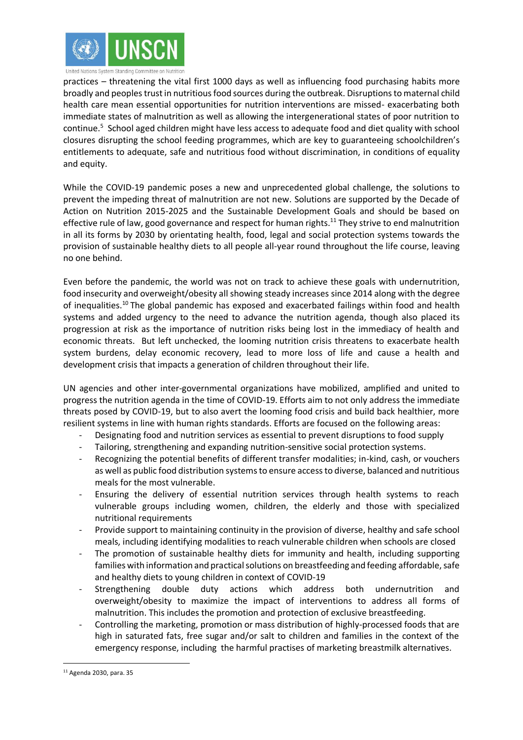practices – threatening the vital first 1000 days as well as influencing food purchasing habits more broadly and peoples trust in nutritious food sources during the outbreak. Disruptions to maternal child health care mean essential opportunities for nutrition interventions are missed- exacerbating both immediate states of malnutrition as well as allowing the intergenerational states of poor nutrition to continue.[5] School aged children might have less access to adequate food and diet quality with school closures disrupting the school feeding programmes, which are key to guaranteeing schoolchildren's entitlements to adequate, safe and nutritious food without discrimination, in conditions of equality and equity.

While the COVID-19 pandemic poses a new and unprecedented global challenge, the solutions to prevent the impeding threat of malnutrition are not new. Solutions are supported by the Decade of Action on Nutrition 2015-2025 and the Sustainable Development Goals and should be based on effective rule of law, good governance and respect for human rights.[11] They strive to end malnutrition in all its forms by 2030 by orientating health, food, legal and social protection systems towards the provision of sustainable healthy diets to all people all-year round throughout the life course, leaving no one behind.

Even before the pandemic, the world was not on track to achieve these goals with undernutrition, food insecurity and overweight/obesity all showing steady increases since 2014 along with the degree of inequalities.[10] The global pandemic has exposed and exacerbated failings within food and health systems and added urgency to the need to advance the nutrition agenda, though also placed its progression at risk as the importance of nutrition risks being lost in the immediacy of health and economic threats. But left unchecked, the looming nutrition crisis threatens to exacerbate health system burdens, delay economic recovery, lead to more loss of life and cause a health and development crisis that impacts a generation of children throughout their life.

UN agencies and other inter-governmental organizations have mobilized, amplified and united to progress the nutrition agenda in the time of COVID-19. Efforts aim to not only address the immediate threats posed by COVID-19, but to also avert the looming food crisis and build back healthier, more resilient systems in line with human rights standards. Efforts are focused on the following areas:

- Designating food and nutrition services as essential to prevent disruptions to food supply
- Tailoring, strengthening and expanding nutrition-sensitive social protection systems.
- Recognizing the potential benefits of different transfer modalities; in-kind, cash, or vouchers as well as public food distribution systems to ensure access to diverse, balanced and nutritious meals for the most vulnerable.
- Ensuring the delivery of essential nutrition services through health systems to reach vulnerable groups including women, children, the elderly and those with specialized nutritional requirements
- Provide support to maintaining continuity in the provision of diverse, healthy and safe school meals, including identifying modalities to reach vulnerable children when schools are closed
- The promotion of sustainable healthy diets for immunity and health, including supporting families with information and practical solutions on breastfeeding and feeding affordable, safe and healthy diets to young children in context of COVID-19
- Strengthening double duty actions which address both undernutrition and overweight/obesity to maximize the impact of interventions to address all forms of malnutrition. This includes the promotion and protection of exclusive breastfeeding.
- Controlling the marketing, promotion or mass distribution of highly-processed foods that are high in saturated fats, free sugar and/or salt to children and families in the context of the emergency response, including the harmful practises of marketing breastmilk alternatives.

---

[11] Agenda 2030, para. 35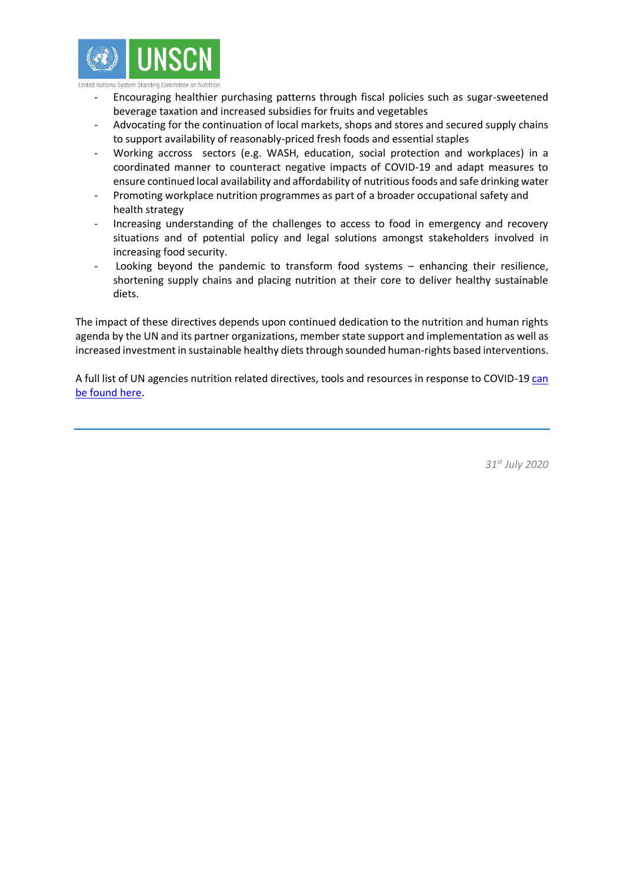- Encouraging healthier purchasing patterns through fiscal policies such as sugar-sweetened beverage taxation and increased subsidies for fruits and vegetables
- Advocating for the continuation of local markets, shops and stores and secured supply chains to support availability of reasonably-priced fresh foods and essential staples
- Working accross sectors (e.g. WASH, education, social protection and workplaces) in a coordinated manner to counteract negative impacts of COVID-19 and adapt measures to ensure continued local availability and affordability of nutritious foods and safe drinking water
- Promoting workplace nutrition programmes as part of a broader occupational safety and health strategy
- Increasing understanding of the challenges to access to food in emergency and recovery situations and of potential policy and legal solutions amongst stakeholders involved in increasing food security.
- Looking beyond the pandemic to transform food systems – enhancing their resilience, shortening supply chains and placing nutrition at their core to deliver healthy sustainable diets.

The impact of these directives depends upon continued dedication to the nutrition and human rights agenda by the UN and its partner organizations, member state support and implementation as well as increased investment in sustainable healthy diets through sounded human-rights based interventions.

A full list of UN agencies nutrition related directives, tools and resources in response to COVID-19 can be found here.

---

*31st July 2020*